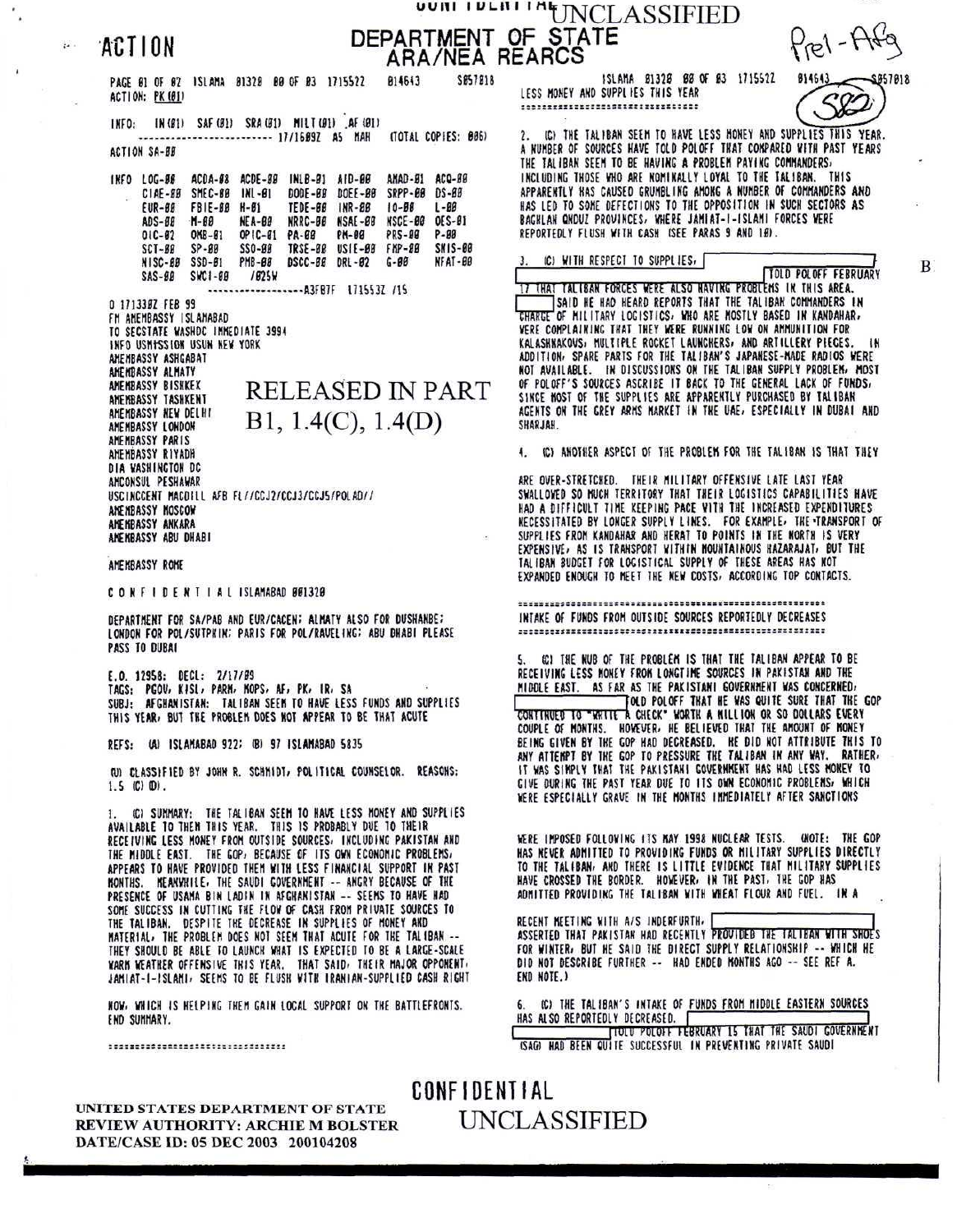UNCLASSIFIED

ACTION

DEPARTMENT OF STATE
ARA/NEA REARCS

Pre1-Afg

PAGE 01 OF 02 ISLAMA 01320 00 OF 03 171552Z 014643 S057018
ACTION: PK(01)

INFO: IN(01) SAF(01) SRA(01) MILT(01) AF(01)
------------------------- 17/1609Z A5 MAH (TOTAL COPIES: 006)

ACTION SA-00

INFO LOG-00 ACDA-08 ACDE-00 INLB-01 AID-00 AMAD-01 ACQ-00
CIAE-00 SMEC-00 INL-01 DODE-00 DOEE-00 SRPP-00 DS-00
EUR-00 FBIE-00 H-01 TEDE-00 INR-00 IO-00 L-00
ADS-00 M-00 NEA-00 NRRC-00 NSAE-00 NSCE-00 OES-01
OIC-02 OMB-01 OPIC-01 PA-00 PM-00 PRS-00 P-00
SCT-00 SP-00 SSO-00 TRSE-00 USIE-00 FMP-00 SNIS-00
NISC-00 SSD-01 PMB-00 DSCC-00 DRL-02 G-00 NFAT-00
SAS-00 SWCI-00 /025W
------------------A3FB7F 171553Z /15

O 171330Z FEB 99
FM AMEMBASSY ISLAMABAD
TO SECSTATE WASHDC IMMEDIATE 3994
INFO USMISSION USUN NEW YORK
AMEMBASSY ASHGABAT
AMEMBASSY ALMATY
AMEMBASSY BISHKEK
AMEMBASSY TASHKENT
AMEMBASSY NEW DELHI
AMEMBASSY LONDON
AMEMBASSY PARIS
AMEMBASSY RIYADH
DIA WASHINGTON DC
AMCONSUL PESHAWAR
USCINCCENT MACDILL AFB FL//CCJ2/CCJ3/CCJ5/POLAD//
AMEMBASSY MOSCOW
AMEMBASSY ANKARA
AMEMBASSY ABU DHABI

AMEMBASSY ROME

RELEASED IN PART
B1, 1.4(C), 1.4(D)

C O N F I D E N T I A L ISLAMABAD 001320

DEPARTMENT FOR SA/PAB AND EUR/CACEN; ALMATY ALSO FOR DUSHANBE;
LONDON FOR POL/SUTPKIN; PARIS FOR POL/RAVELING; ABU DHABI PLEASE
PASS TO DUBAI

E.O. 12958: DECL: 2/17/09
TAGS: PGOV, KISL, PARM, MOPS, AF, PK, IR, SA
SUBJ: AFGHANISTAN: TALIBAN SEEM TO HAVE LESS FUNDS AND SUPPLIES
THIS YEAR, BUT THE PROBLEM DOES NOT APPEAR TO BE THAT ACUTE

REFS: (A) ISLAMABAD 922; (B) 97 ISLAMABAD 5835

(U) CLASSIFIED BY JOHN R. SCHMIDT, POLITICAL COUNSELOR. REASONS:
1.5 (C)(D).

1. (C) SUMMARY: THE TALIBAN SEEM TO HAVE LESS MONEY AND SUPPLIES AVAILABLE TO THEM THIS YEAR. THIS IS PROBABLY DUE TO THEIR RECEIVING LESS MONEY FROM OUTSIDE SOURCES, INCLUDING PAKISTAN AND THE MIDDLE EAST. THE GOP, BECAUSE OF ITS OWN ECONOMIC PROBLEMS, APPEARS TO HAVE PROVIDED THEM WITH LESS FINANCIAL SUPPORT IN PAST MONTHS. MEANWHILE, THE SAUDI GOVERNMENT -- ANGRY BECAUSE OF THE PRESENCE OF USAMA BIN LADIN IN AFGHANISTAN -- SEEMS TO HAVE HAD SOME SUCCESS IN CUTTING THE FLOW OF CASH FROM PRIVATE SOURCES TO THE TALIBAN. DESPITE THE DECREASE IN SUPPLIES OF MONEY AND MATERIAL, THE PROBLEM DOES NOT SEEM THAT ACUTE FOR THE TALIBAN -- THEY SHOULD BE ABLE TO LAUNCH WHAT IS EXPECTED TO BE A LARGE-SCALE WARM WEATHER OFFENSIVE THIS YEAR. THAT SAID, THEIR MAJOR OPPONENT, JAMIAT-I-ISLAMI, SEEMS TO BE FLUSH WITH IRANIAN-SUPPLIED CASH RIGHT NOW, WHICH IS HELPING THEM GAIN LOCAL SUPPORT ON THE BATTLEFRONTS. END SUMMARY.

ISLAMA 01320 00 OF 03 171552Z 014643 S057018

LESS MONEY AND SUPPLIES THIS YEAR

2. (C) THE TALIBAN SEEM TO HAVE LESS MONEY AND SUPPLIES THIS YEAR. A NUMBER OF SOURCES HAVE TOLD POLOFF THAT COMPARED WITH PAST YEARS THE TALIBAN SEEM TO BE HAVING A PROBLEM PAYING COMMANDERS, INCLUDING THOSE WHO ARE NOMINALLY LOYAL TO THE TALIBAN. THIS APPARENTLY HAS CAUSED GRUMBLING AMONG A NUMBER OF COMMANDERS AND HAS LED TO SOME DEFECTIONS TO THE OPPOSITION IN SUCH SECTORS AS BAGHLAN AND KUNDUZ PROVINCES, WHERE JAMIAT-I-ISLAMI FORCES WERE REPORTEDLY FLUSH WITH CASH (SEE PARAS 9 AND 10).

3. (C) WITH RESPECT TO SUPPLIES, [REDACTED] TOLD POLOFF FEBRUARY 17 THAT TALIBAN FORCES WERE ALSO HAVING PROBLEMS IN THIS AREA. [REDACTED] SAID HE HAD HEARD REPORTS THAT THE TALIBAN COMMANDERS IN CHARGE OF MILITARY LOGISTICS, WHO ARE MOSTLY BASED IN KANDAHAR, WERE COMPLAINING THAT THEY WERE RUNNING LOW ON AMMUNITION FOR KALASHNAKOVS, MULTIPLE ROCKET LAUNCHERS, AND ARTILLERY PIECES. IN ADDITION, SPARE PARTS FOR THE TALIBAN'S JAPANESE-MADE RADIOS WERE NOT AVAILABLE. IN DISCUSSIONS ON THE TALIBAN SUPPLY PROBLEM, MOST OF POLOFF'S SOURCES ASCRIBE IT BACK TO THE GENERAL LACK OF FUNDS, SINCE MOST OF THE SUPPLIES ARE APPARENTLY PURCHASED BY TALIBAN AGENTS ON THE GREY ARMS MARKET IN THE UAE, ESPECIALLY IN DUBAI AND SHARJAH.

B

4. (C) ANOTHER ASPECT OF THE PROBLEM FOR THE TALIBAN IS THAT THEY ARE OVER-STRETCHED. THEIR MILITARY OFFENSIVE LATE LAST YEAR SWALLOWED SO MUCH TERRITORY THAT THEIR LOGISTICS CAPABILITIES HAVE HAD A DIFFICULT TIME KEEPING PACE WITH THE INCREASED EXPENDITURES NECESSITATED BY LONGER SUPPLY LINES. FOR EXAMPLE, THE TRANSPORT OF SUPPLIES FROM KANDAHAR AND HERAT TO POINTS IN THE NORTH IS VERY EXPENSIVE, AS IS TRANSPORT WITHIN MOUNTAINOUS HAZARAJAT, BUT THE TALIBAN BUDGET FOR LOGISTICAL SUPPLY OF THESE AREAS HAS NOT EXPANDED ENOUGH TO MEET THE NEW COSTS, ACCORDING TOP CONTACTS.

INTAKE OF FUNDS FROM OUTSIDE SOURCES REPORTEDLY DECREASES

5. (C) THE NUB OF THE PROBLEM IS THAT THE TALIBAN APPEAR TO BE RECEIVING LESS MONEY FROM LONGTIME SOURCES IN PAKISTAN AND THE MIDDLE EAST. AS FAR AS THE PAKISTANI GOVERNMENT WAS CONCERNED, [REDACTED] TOLD POLOFF THAT HE WAS QUITE SURE THAT THE GOP CONTINUED TO "WRITE A CHECK" WORTH A MILLION OR SO DOLLARS EVERY COUPLE OF MONTHS. HOWEVER, HE BELIEVED THAT THE AMOUNT OF MONEY BEING GIVEN BY THE GOP HAD DECREASED. HE DID NOT ATTRIBUTE THIS TO ANY ATTEMPT BY THE GOP TO PRESSURE THE TALIBAN IN ANY WAY. RATHER, IT WAS SIMPLY THAT THE PAKISTANI GOVERNMENT HAS HAD LESS MONEY TO GIVE DURING THE PAST YEAR DUE TO ITS OWN ECONOMIC PROBLEMS, WHICH WERE ESPECIALLY GRAVE IN THE MONTHS IMMEDIATELY AFTER SANCTIONS WERE IMPOSED FOLLOWING ITS MAY 1998 NUCLEAR TESTS. (NOTE: THE GOP HAS NEVER ADMITTED TO PROVIDING FUNDS OR MILITARY SUPPLIES DIRECTLY TO THE TALIBAN, AND THERE IS LITTLE EVIDENCE THAT MILITARY SUPPLIES HAVE CROSSED THE BORDER. HOWEVER, IN THE PAST, THE GOP HAS ADMITTED PROVIDING THE TALIBAN WITH WHEAT FLOUR AND FUEL. IN A RECENT MEETING WITH A/S INDERFURTH, [REDACTED] ASSERTED THAT PAKISTAN HAD RECENTLY PROVIDED THE TALIBAN WITH SHOES FOR WINTER, BUT HE SAID THE DIRECT SUPPLY RELATIONSHIP -- WHICH HE DID NOT DESCRIBE FURTHER -- HAD ENDED MONTHS AGO -- SEE REF A. END NOTE.)

6. (C) THE TALIBAN'S INTAKE OF FUNDS FROM MIDDLE EASTERN SOURCES HAS ALSO REPORTEDLY DECREASED. [REDACTED] TOLD POLOFF FEBRUARY 15 THAT THE SAUDI GOVERNMENT (SAG) HAD BEEN QUITE SUCCESSFUL IN PREVENTING PRIVATE SAUDI

CONFIDENTIAL

UNCLASSIFIED

UNITED STATES DEPARTMENT OF STATE
REVIEW AUTHORITY: ARCHIE M BOLSTER
DATE/CASE ID: 05 DEC 2003 200104208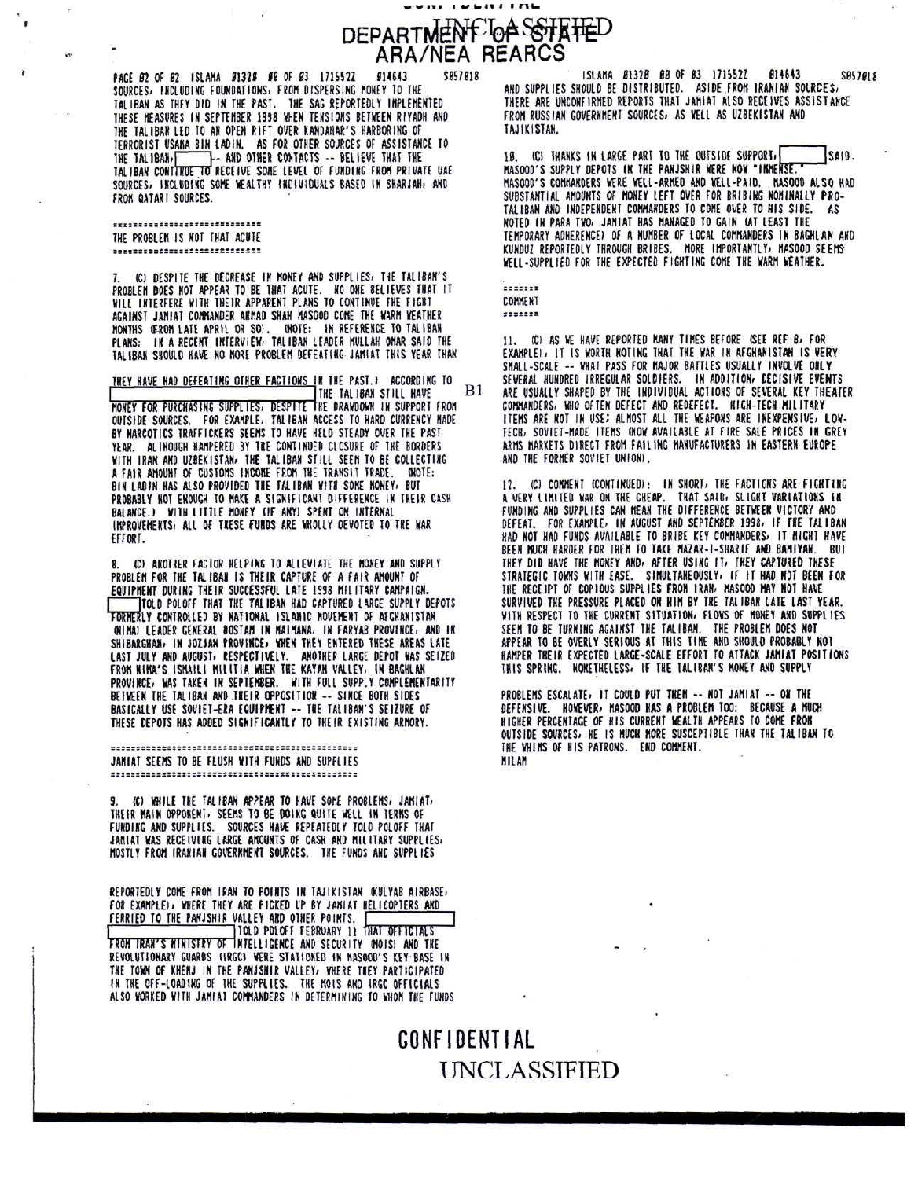DEPARTMENT OF STATE
ARA/NEA REARCS

PAGE 02 OF 02 ISLAMA 01320 00 OF 03 171552Z 014643 S057018

SOURCES, INCLUDING FOUNDATIONS, FROM DISPERSING MONEY TO THE TALIBAN AS THEY DID IN THE PAST. THE SAG REPORTEDLY IMPLEMENTED THESE MEASURES IN SEPTEMBER 1998 WHEN TENSIONS BETWEEN RIYADH AND THE TALIBAN LED TO AN OPEN RIFT OVER KANDAHAR'S HARBORING OF TERRORIST USAMA BIN LADIN. AS FOR OTHER SOURCES OF ASSISTANCE TO THE TALIBAN, [ ] -- AND OTHER CONTACTS -- BELIEVE THAT THE TALIBAN CONTINUE TO RECEIVE SOME LEVEL OF FUNDING FROM PRIVATE UAE SOURCES, INCLUDING SOME WEALTHY INDIVIDUALS BASED IN SHARJAH, AND FROM QATARI SOURCES.

THE PROBLEM IS NOT THAT ACUTE

7. (C) DESPITE THE DECREASE IN MONEY AND SUPPLIES, THE TALIBAN'S PROBLEM DOES NOT APPEAR TO BE THAT ACUTE. NO ONE BELIEVES THAT IT WILL INTERFERE WITH THEIR APPARENT PLANS TO CONTINUE THE FIGHT AGAINST JAMIAT COMMANDER AHMAD SHAH MASOOD COME THE WARM WEATHER MONTHS (FROM LATE APRIL OR SO). (NOTE: IN REFERENCE TO TALIBAN PLANS: IN A RECENT INTERVIEW, TALIBAN LEADER MULLAH OMAR SAID THE TALIBAN SHOULD HAVE NO MORE PROBLEM DEFEATING JAMIAT THIS YEAR THAN THEY HAVE HAD DEFEATING OTHER FACTIONS IN THE PAST.) ACCORDING TO [ ] THE TALIBAN STILL HAVE MONEY FOR PURCHASING SUPPLIES, DESPITE THE DRAWDOWN IN SUPPORT FROM OUTSIDE SOURCES. FOR EXAMPLE, TALIBAN ACCESS TO HARD CURRENCY MADE BY NARCOTICS TRAFFICKERS SEEMS TO HAVE HELD STEADY OVER THE PAST YEAR. ALTHOUGH HAMPERED BY THE CONTINUED CLOSURE OF THE BORDERS WITH IRAN AND UZBEKISTAN, THE TALIBAN STILL SEEM TO BE COLLECTING A FAIR AMOUNT OF CUSTOMS INCOME FROM THE TRANSIT TRADE. (NOTE: BIN LADIN HAS ALSO PROVIDED THE TALIBAN WITH SOME MONEY, BUT PROBABLY NOT ENOUGH TO MAKE A SIGNIFICANT DIFFERENCE IN THEIR CASH BALANCE.) WITH LITTLE MONEY (IF ANY) SPENT ON INTERNAL IMPROVEMENTS, ALL OF THESE FUNDS ARE WHOLLY DEVOTED TO THE WAR EFFORT.

B1

8. (C) ANOTHER FACTOR HELPING TO ALLEVIATE THE MONEY AND SUPPLY PROBLEM FOR THE TALIBAN IS THEIR CAPTURE OF A FAIR AMOUNT OF EQUIPMENT DURING THEIR SUCCESSFUL LATE 1998 MILITARY CAMPAIGN. [ ] TOLD POLOFF THAT THE TALIBAN HAD CAPTURED LARGE SUPPLY DEPOTS FORMERLY CONTROLLED BY NATIONAL ISLAMIC MOVEMENT OF AFGHANISTAN (NIMA) LEADER GENERAL DOSTAM IN MAIMANA, IN FARYAB PROVINCE, AND IN SHIBARGHAN, IN JOZJAN PROVINCE, WHEN THEY ENTERED THESE AREAS LATE LAST JULY AND AUGUST, RESPECTIVELY. ANOTHER LARGE DEPOT WAS SEIZED FROM NIMA'S ISMAILI MILITIA WHEN THE KAYAN VALLEY, IN BAGHLAN PROVINCE, WAS TAKEN IN SEPTEMBER. WITH FULL SUPPLY COMPLEMENTARITY BETWEEN THE TALIBAN AND THEIR OPPOSITION -- SINCE BOTH SIDES BASICALLY USE SOVIET-ERA EQUIPMENT -- THE TALIBAN'S SEIZURE OF THESE DEPOTS HAS ADDED SIGNIFICANTLY TO THEIR EXISTING ARMORY.

JAMIAT SEEMS TO BE FLUSH WITH FUNDS AND SUPPLIES

9. (C) WHILE THE TALIBAN APPEAR TO HAVE SOME PROBLEMS, JAMIAT, THEIR MAIN OPPONENT, SEEMS TO BE DOING QUITE WELL IN TERMS OF FUNDING AND SUPPLIES. SOURCES HAVE REPEATEDLY TOLD POLOFF THAT JAMIAT WAS RECEIVING LARGE AMOUNTS OF CASH AND MILITARY SUPPLIES, MOSTLY FROM IRANIAN GOVERNMENT SOURCES. THE FUNDS AND SUPPLIES REPORTEDLY COME FROM IRAN TO POINTS IN TAJIKISTAN (KULYAB AIRBASE, FOR EXAMPLE), WHERE THEY ARE PICKED UP BY JAMIAT HELICOPTERS AND FERRIED TO THE PANJSHIR VALLEY AND OTHER POINTS. [ ] TOLD POLOFF FEBRUARY 11 THAT OFFICIALS FROM IRAN'S MINISTRY OF INTELLIGENCE AND SECURITY (MOIS) AND THE REVOLUTIONARY GUARDS (IRGC) WERE STATIONED IN MASOOD'S KEY BASE IN THE TOWN OF KHENJ IN THE PANJSHIR VALLEY, WHERE THEY PARTICIPATED IN THE OFF-LOADING OF THE SUPPLIES. THE MOIS AND IRGC OFFICIALS ALSO WORKED WITH JAMIAT COMMANDERS IN DETERMINING TO WHOM THE FUNDS AND SUPPLIES SHOULD BE DISTRIBUTED. ASIDE FROM IRANIAN SOURCES, THERE ARE UNCONFIRMED REPORTS THAT JAMIAT ALSO RECEIVES ASSISTANCE FROM RUSSIAN GOVERNMENT SOURCES, AS WELL AS UZBEKISTAN AND TAJIKISTAN.

ISLAMA 01320 00 OF 03 171552Z 014643 S057018

10. (C) THANKS IN LARGE PART TO THE OUTSIDE SUPPORT, [ ] SAID MASOOD'S SUPPLY DEPOTS IN THE PANJSHIR WERE NOW "IMMENSE." MASOOD'S COMMANDERS WERE WELL-ARMED AND WELL-PAID. MASOOD ALSO HAD SUBSTANTIAL AMOUNTS OF MONEY LEFT OVER FOR BRIBING NOMINALLY PRO-TALIBAN AND INDEPENDENT COMMANDERS TO COME OVER TO HIS SIDE. AS NOTED IN PARA TWO, JAMIAT HAS MANAGED TO GAIN (AT LEAST THE TEMPORARY ADHERENCE) OF A NUMBER OF LOCAL COMMANDERS IN BAGHLAN AND KUNDUZ REPORTEDLY THROUGH BRIBES. MORE IMPORTANTLY, MASOOD SEEMS WELL-SUPPLIED FOR THE EXPECTED FIGHTING COME THE WARM WEATHER.

COMMENT

11. (C) AS WE HAVE REPORTED MANY TIMES BEFORE (SEE REF B, FOR EXAMPLE), IT IS WORTH NOTING THAT THE WAR IN AFGHANISTAN IS VERY SMALL-SCALE -- WHAT PASS FOR MAJOR BATTLES USUALLY INVOLVE ONLY SEVERAL HUNDRED IRREGULAR SOLDIERS. IN ADDITION, DECISIVE EVENTS ARE USUALLY SHAPED BY THE INDIVIDUAL ACTIONS OF SEVERAL KEY THEATER COMMANDERS, WHO OFTEN DEFECT AND REDEFECT. HIGH-TECH MILITARY ITEMS ARE NOT IN USE; ALMOST ALL THE WEAPONS ARE INEXPENSIVE, LOW-TECH, SOVIET-MADE ITEMS (NOW AVAILABLE AT FIRE SALE PRICES IN GREY ARMS MARKETS DIRECT FROM FAILING MANUFACTURERS IN EASTERN EUROPE AND THE FORMER SOVIET UNION).

12. (C) COMMENT (CONTINUED): IN SHORT, THE FACTIONS ARE FIGHTING A VERY LIMITED WAR ON THE CHEAP. THAT SAID, SLIGHT VARIATIONS IN FUNDING AND SUPPLIES CAN MEAN THE DIFFERENCE BETWEEN VICTORY AND DEFEAT. FOR EXAMPLE, IN AUGUST AND SEPTEMBER 1998, IF THE TALIBAN HAD NOT HAD FUNDS AVAILABLE TO BRIBE KEY COMMANDERS, IT MIGHT HAVE BEEN MUCH HARDER FOR THEM TO TAKE MAZAR-I-SHARIF AND BAMIYAN. BUT THEY DID HAVE THE MONEY AND, AFTER USING IT, THEY CAPTURED THESE STRATEGIC TOWNS WITH EASE. SIMULTANEOUSLY, IF IT HAD NOT BEEN FOR THE RECEIPT OF COPIOUS SUPPLIES FROM IRAN, MASOOD MAY NOT HAVE SURVIVED THE PRESSURE PLACED ON HIM BY THE TALIBAN LATE LAST YEAR. WITH RESPECT TO THE CURRENT SITUATION, FLOWS OF MONEY AND SUPPLIES SEEM TO BE TURNING AGAINST THE TALIBAN. THE PROBLEM DOES NOT APPEAR TO BE OVERLY SERIOUS AT THIS TIME AND SHOULD PROBABLY NOT HAMPER THEIR EXPECTED LARGE-SCALE EFFORT TO ATTACK JAMIAT POSITIONS THIS SPRING. NONETHELESS, IF THE TALIBAN'S MONEY AND SUPPLY PROBLEMS ESCALATE, IT COULD PUT THEM -- NOT JAMIAT -- ON THE DEFENSIVE. HOWEVER, MASOOD HAS A PROBLEM TOO: BECAUSE A MUCH HIGHER PERCENTAGE OF HIS CURRENT WEALTH APPEARS TO COME FROM OUTSIDE SOURCES, HE IS MUCH MORE SUSCEPTIBLE THAN THE TALIBAN TO THE WHIMS OF HIS PATRONS. END COMMENT.

MILAM

CONFIDENTIAL

UNCLASSIFIED